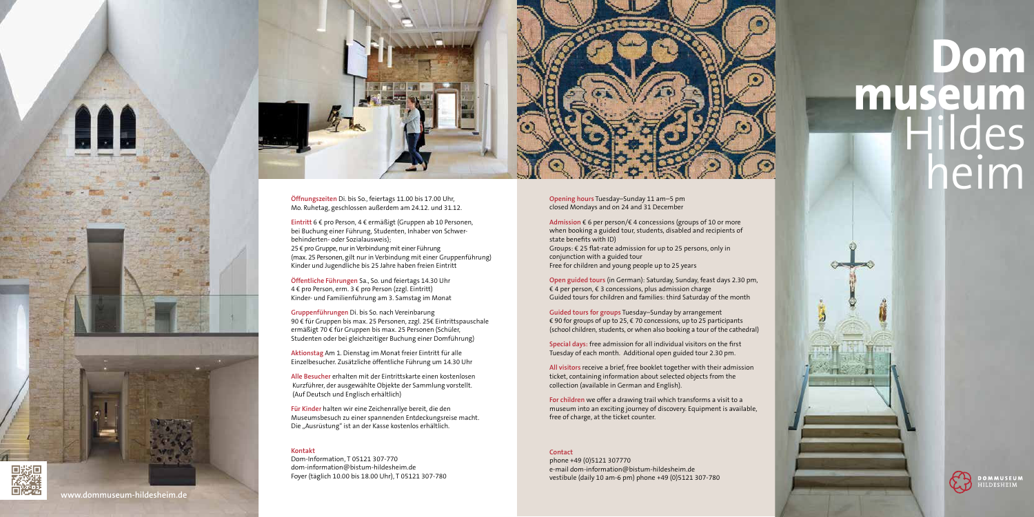# Dom museum Hildesheim

**Öffnungszeiten** Di. bis So., feiertags 11.00 bis 17.00 Uhr, Mo. Ruhetag, geschlossen außerdem am 24.12. und 31.12.

**Eintritt** 6 € pro Person, 4 € ermäßigt (Gruppen ab 10 Personen, bei Buchung einer Führung, Studenten, Inhaber von Schwerbehinderten- oder Sozialausweis);
25 € pro Gruppe, nur in Verbindung mit einer Führung (max. 25 Personen, gilt nur in Verbindung mit einer Gruppenführung)
Kinder und Jugendliche bis 25 Jahre haben freien Eintritt

**Öffentliche Führungen** Sa., So. und feiertags 14.30 Uhr
4 € pro Person, erm. 3 € pro Person (zzgl. Eintritt)
Kinder- und Familienführung am 3. Samstag im Monat

**Gruppenführungen** Di. bis So. nach Vereinbarung
90 € für Gruppen bis max. 25 Personen, zzgl. 25€ Eintrittspauschale
ermäßigt 70 € für Gruppen bis max. 25 Personen (Schüler, Studenten oder bei gleichzeitiger Buchung einer Domführung)

**Aktionstag** Am 1. Dienstag im Monat freier Eintritt für alle Einzelbesucher. Zusätzliche öffentliche Führung um 14.30 Uhr

**Alle Besucher** erhalten mit der Eintrittskarte einen kostenlosen Kurzführer, der ausgewählte Objekte der Sammlung vorstellt. (Auf Deutsch und Englisch erhältlich)

**Für Kinder** halten wir eine Zeichenrallye bereit, die den Museumsbesuch zu einer spannenden Entdeckungsreise macht. Die „Ausrüstung" ist an der Kasse kostenlos erhältlich.

**Kontakt**
Dom-Information, T 05121 307-770
dom-information@bistum-hildesheim.de
Foyer (täglich 10.00 bis 18.00 Uhr), T 05121 307-780

**Opening hours** Tuesday–Sunday 11 am–5 pm
closed Mondays and on 24 and 31 December

**Admission** € 6 per person/€ 4 concessions (groups of 10 or more when booking a guided tour, students, disabled and recipients of state benefits with ID)
Groups: € 25 flat-rate admission for up to 25 persons, only in conjunction with a guided tour
Free for children and young people up to 25 years

**Open guided tours** (in German): Saturday, Sunday, feast days 2.30 pm, € 4 per person, € 3 concessions, plus admission charge
Guided tours for children and families: third Saturday of the month

**Guided tours for groups** Tuesday–Sunday by arrangement
€ 90 for groups of up to 25, € 70 concessions, up to 25 participants (school children, students, or when also booking a tour of the cathedral)

**Special days:** free admission for all individual visitors on the first Tuesday of each month. Additional open guided tour 2.30 pm.

**All visitors** receive a brief, free booklet together with their admission ticket, containing information about selected objects from the collection (available in German and English).

**For children** we offer a drawing trail which transforms a visit to a museum into an exciting journey of discovery. Equipment is available, free of charge, at the ticket counter.

**Contact**
phone +49 (0)5121 307770
e-mail dom-information@bistum-hildesheim.de
vestibule (daily 10 am-6 pm) phone +49 (0)5121 307-780

www.dommuseum-hildesheim.de

DOMMUSEUM HILDESHEIM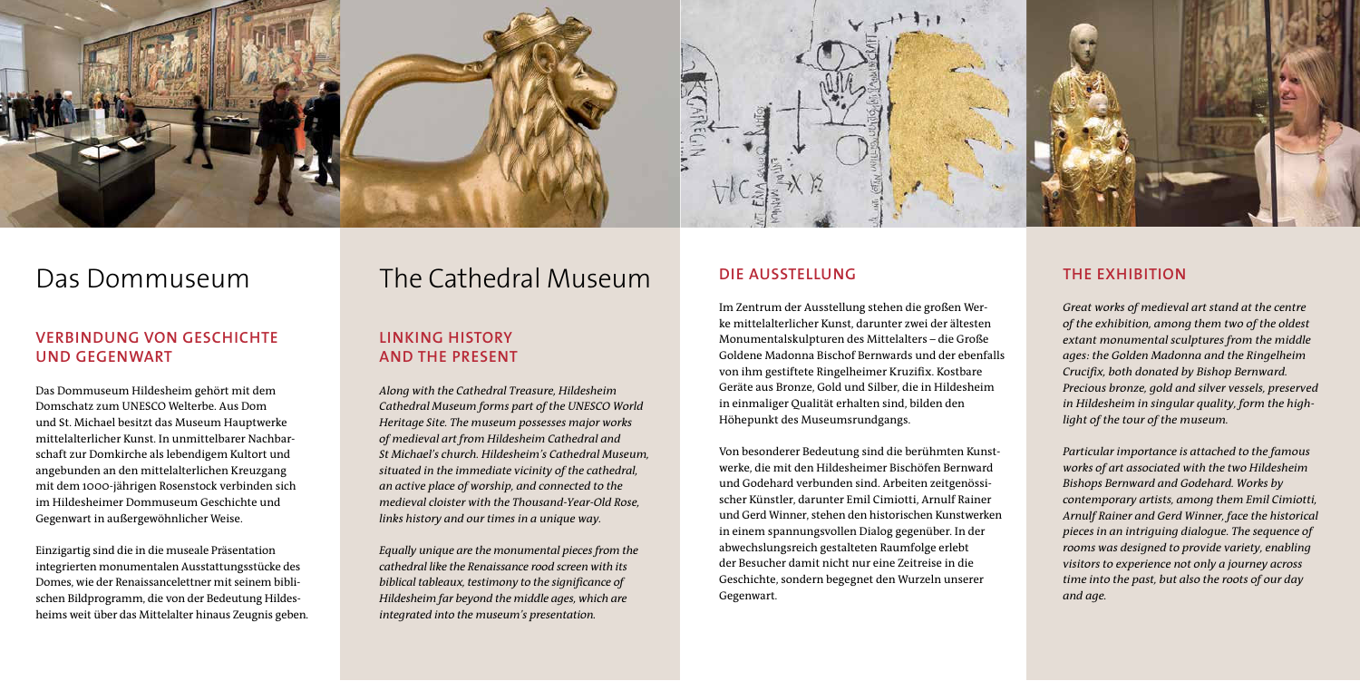# Das Dommuseum

## VERBINDUNG VON GESCHICHTE UND GEGENWART

Das Dommuseum Hildesheim gehört mit dem Domschatz zum UNESCO Welterbe. Aus Dom und St. Michael besitzt das Museum Hauptwerke mittelalterlicher Kunst. In unmittelbarer Nachbarschaft zur Domkirche als lebendigem Kultort und angebunden an den mittelalterlichen Kreuzgang mit dem 1000-jährigen Rosenstock verbinden sich im Hildesheimer Dommuseum Geschichte und Gegenwart in außergewöhnlicher Weise.

Einzigartig sind die in die museale Präsentation integrierten monumentalen Ausstattungsstücke des Domes, wie der Renaissancelettner mit seinem biblischen Bildprogramm, die von der Bedeutung Hildesheims weit über das Mittelalter hinaus Zeugnis geben.

# The Cathedral Museum

## LINKING HISTORY AND THE PRESENT

*Along with the Cathedral Treasure, Hildesheim Cathedral Museum forms part of the UNESCO World Heritage Site. The museum possesses major works of medieval art from Hildesheim Cathedral and St Michael's church. Hildesheim's Cathedral Museum, situated in the immediate vicinity of the cathedral, an active place of worship, and connected to the medieval cloister with the Thousand-Year-Old Rose, links history and our times in a unique way.*

*Equally unique are the monumental pieces from the cathedral like the Renaissance rood screen with its biblical tableaux, testimony to the significance of Hildesheim far beyond the middle ages, which are integrated into the museum's presentation.*

## DIE AUSSTELLUNG

Im Zentrum der Ausstellung stehen die großen Werke mittelalterlicher Kunst, darunter zwei der ältesten Monumentalskulpturen des Mittelalters – die Große Goldene Madonna Bischof Bernwards und der ebenfalls von ihm gestiftete Ringelheimer Kruzifix. Kostbare Geräte aus Bronze, Gold und Silber, die in Hildesheim in einmaliger Qualität erhalten sind, bilden den Höhepunkt des Museumsrundgangs.

Von besonderer Bedeutung sind die berühmten Kunstwerke, die mit den Hildesheimer Bischöfen Bernward und Godehard verbunden sind. Arbeiten zeitgenössischer Künstler, darunter Emil Cimiotti, Arnulf Rainer und Gerd Winner, stehen den historischen Kunstwerken in einem spannungsvollen Dialog gegenüber. In der abwechslungsreich gestalteten Raumfolge erlebt der Besucher damit nicht nur eine Zeitreise in die Geschichte, sondern begegnet den Wurzeln unserer Gegenwart.

## THE EXHIBITION

*Great works of medieval art stand at the centre of the exhibition, among them two of the oldest extant monumental sculptures from the middle ages: the Golden Madonna and the Ringelheim Crucifix, both donated by Bishop Bernward. Precious bronze, gold and silver vessels, preserved in Hildesheim in singular quality, form the highlight of the tour of the museum.*

*Particular importance is attached to the famous works of art associated with the two Hildesheim Bishops Bernward and Godehard. Works by contemporary artists, among them Emil Cimiotti, Arnulf Rainer and Gerd Winner, face the historical pieces in an intriguing dialogue. The sequence of rooms was designed to provide variety, enabling visitors to experience not only a journey across time into the past, but also the roots of our day and age.*